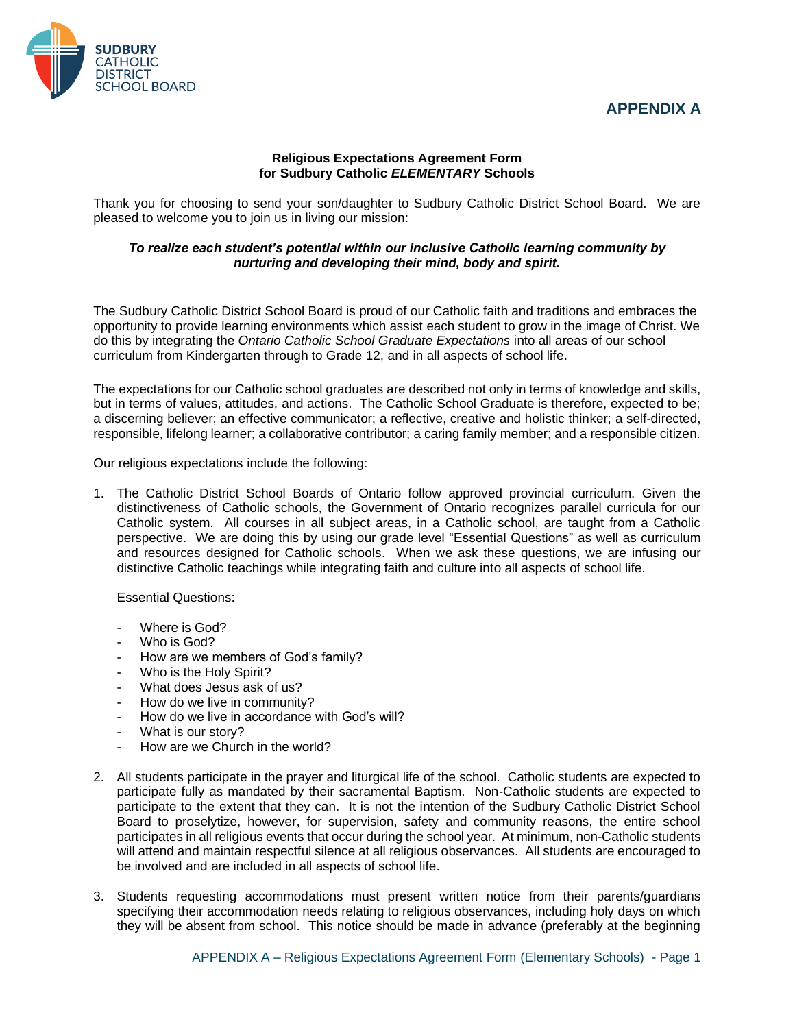SUDBURY CATHOLIC DISTRICT SCHOOL BOARD

# APPENDIX A

**Religious Expectations Agreement Form for Sudbury Catholic *ELEMENTARY* Schools**

Thank you for choosing to send your son/daughter to Sudbury Catholic District School Board. We are pleased to welcome you to join us in living our mission:

***To realize each student's potential within our inclusive Catholic learning community by nurturing and developing their mind, body and spirit.***

The Sudbury Catholic District School Board is proud of our Catholic faith and traditions and embraces the opportunity to provide learning environments which assist each student to grow in the image of Christ. We do this by integrating the *Ontario Catholic School Graduate Expectations* into all areas of our school curriculum from Kindergarten through to Grade 12, and in all aspects of school life.

The expectations for our Catholic school graduates are described not only in terms of knowledge and skills, but in terms of values, attitudes, and actions. The Catholic School Graduate is therefore, expected to be; a discerning believer; an effective communicator; a reflective, creative and holistic thinker; a self-directed, responsible, lifelong learner; a collaborative contributor; a caring family member; and a responsible citizen.

Our religious expectations include the following:

1. The Catholic District School Boards of Ontario follow approved provincial curriculum. Given the distinctiveness of Catholic schools, the Government of Ontario recognizes parallel curricula for our Catholic system. All courses in all subject areas, in a Catholic school, are taught from a Catholic perspective. We are doing this by using our grade level "Essential Questions" as well as curriculum and resources designed for Catholic schools. When we ask these questions, we are infusing our distinctive Catholic teachings while integrating faith and culture into all aspects of school life.

   Essential Questions:

   - Where is God?
   - Who is God?
   - How are we members of God's family?
   - Who is the Holy Spirit?
   - What does Jesus ask of us?
   - How do we live in community?
   - How do we live in accordance with God's will?
   - What is our story?
   - How are we Church in the world?

2. All students participate in the prayer and liturgical life of the school. Catholic students are expected to participate fully as mandated by their sacramental Baptism. Non-Catholic students are expected to participate to the extent that they can. It is not the intention of the Sudbury Catholic District School Board to proselytize, however, for supervision, safety and community reasons, the entire school participates in all religious events that occur during the school year. At minimum, non-Catholic students will attend and maintain respectful silence at all religious observances. All students are encouraged to be involved and are included in all aspects of school life.

3. Students requesting accommodations must present written notice from their parents/guardians specifying their accommodation needs relating to religious observances, including holy days on which they will be absent from school. This notice should be made in advance (preferably at the beginning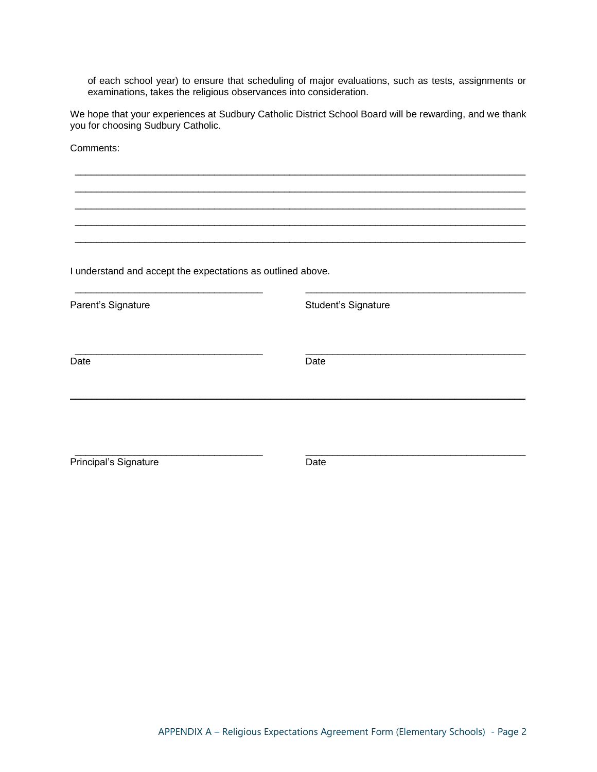of each school year) to ensure that scheduling of major evaluations, such as tests, assignments or examinations, takes the religious observances into consideration.

We hope that your experiences at Sudbury Catholic District School Board will be rewarding, and we thank you for choosing Sudbury Catholic.

Comments:

_______________________________________________________________________________

_______________________________________________________________________________

_______________________________________________________________________________

_______________________________________________________________________________

_______________________________________________________________________________

I understand and accept the expectations as outlined above.

| | |
|---|---|
| ___________________________________ | ___________________________________ |
| Parent's Signature | Student's Signature |
| ___________________________________ | ___________________________________ |
| Date | Date |

---

| | |
|---|---|
| ___________________________________ | ___________________________________ |
| Principal's Signature | Date |